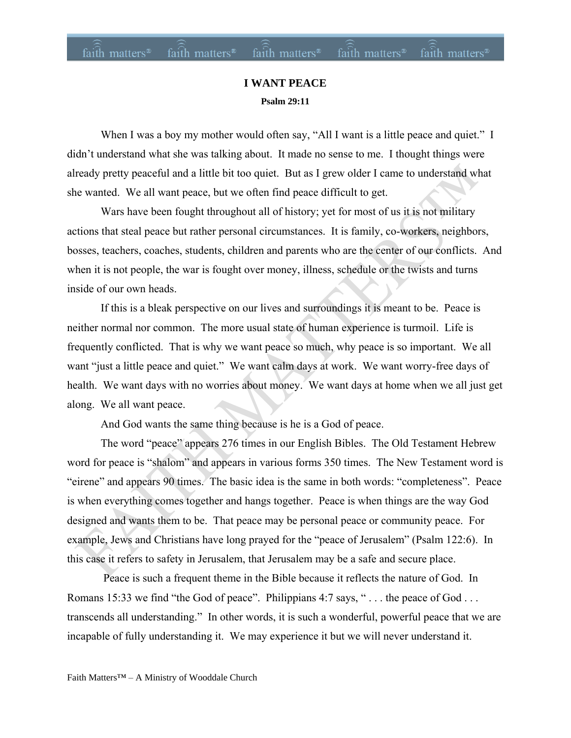# I WANT PEACE

**Psalm 29:11**

When I was a boy my mother would often say, "All I want is a little peace and quiet." I didn't understand what she was talking about. It made no sense to me. I thought things were already pretty peaceful and a little bit too quiet. But as I grew older I came to understand what she wanted. We all want peace, but we often find peace difficult to get.

Wars have been fought throughout all of history; yet for most of us it is not military actions that steal peace but rather personal circumstances. It is family, co-workers, neighbors, bosses, teachers, coaches, students, children and parents who are the center of our conflicts. And when it is not people, the war is fought over money, illness, schedule or the twists and turns inside of our own heads.

If this is a bleak perspective on our lives and surroundings it is meant to be. Peace is neither normal nor common. The more usual state of human experience is turmoil. Life is frequently conflicted. That is why we want peace so much, why peace is so important. We all want "just a little peace and quiet." We want calm days at work. We want worry-free days of health. We want days with no worries about money. We want days at home when we all just get along. We all want peace.

And God wants the same thing because is he is a God of peace.

The word "peace" appears 276 times in our English Bibles. The Old Testament Hebrew word for peace is "shalom" and appears in various forms 350 times. The New Testament word is "eirene" and appears 90 times. The basic idea is the same in both words: "completeness". Peace is when everything comes together and hangs together. Peace is when things are the way God designed and wants them to be. That peace may be personal peace or community peace. For example, Jews and Christians have long prayed for the "peace of Jerusalem" (Psalm 122:6). In this case it refers to safety in Jerusalem, that Jerusalem may be a safe and secure place.

Peace is such a frequent theme in the Bible because it reflects the nature of God. In Romans 15:33 we find "the God of peace". Philippians 4:7 says, " . . . the peace of God . . . transcends all understanding." In other words, it is such a wonderful, powerful peace that we are incapable of fully understanding it. We may experience it but we will never understand it.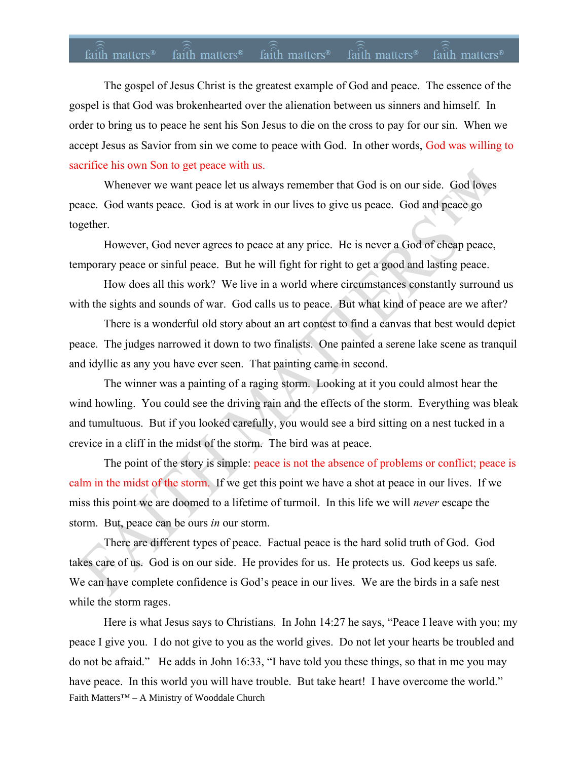The gospel of Jesus Christ is the greatest example of God and peace. The essence of the gospel is that God was brokenhearted over the alienation between us sinners and himself. In order to bring us to peace he sent his Son Jesus to die on the cross to pay for our sin. When we accept Jesus as Savior from sin we come to peace with God. In other words, God was willing to sacrifice his own Son to get peace with us.

Whenever we want peace let us always remember that God is on our side. God loves peace. God wants peace. God is at work in our lives to give us peace. God and peace go together.

However, God never agrees to peace at any price. He is never a God of cheap peace, temporary peace or sinful peace. But he will fight for right to get a good and lasting peace.

How does all this work? We live in a world where circumstances constantly surround us with the sights and sounds of war. God calls us to peace. But what kind of peace are we after?

There is a wonderful old story about an art contest to find a canvas that best would depict peace. The judges narrowed it down to two finalists. One painted a serene lake scene as tranquil and idyllic as any you have ever seen. That painting came in second.

The winner was a painting of a raging storm. Looking at it you could almost hear the wind howling. You could see the driving rain and the effects of the storm. Everything was bleak and tumultuous. But if you looked carefully, you would see a bird sitting on a nest tucked in a crevice in a cliff in the midst of the storm. The bird was at peace.

The point of the story is simple: peace is not the absence of problems or conflict; peace is calm in the midst of the storm. If we get this point we have a shot at peace in our lives. If we miss this point we are doomed to a lifetime of turmoil. In this life we will *never* escape the storm. But, peace can be ours *in* our storm.

There are different types of peace. Factual peace is the hard solid truth of God. God takes care of us. God is on our side. He provides for us. He protects us. God keeps us safe. We can have complete confidence is God's peace in our lives. We are the birds in a safe nest while the storm rages.

Here is what Jesus says to Christians. In John 14:27 he says, "Peace I leave with you; my peace I give you. I do not give to you as the world gives. Do not let your hearts be troubled and do not be afraid." He adds in John 16:33, "I have told you these things, so that in me you may have peace. In this world you will have trouble. But take heart! I have overcome the world."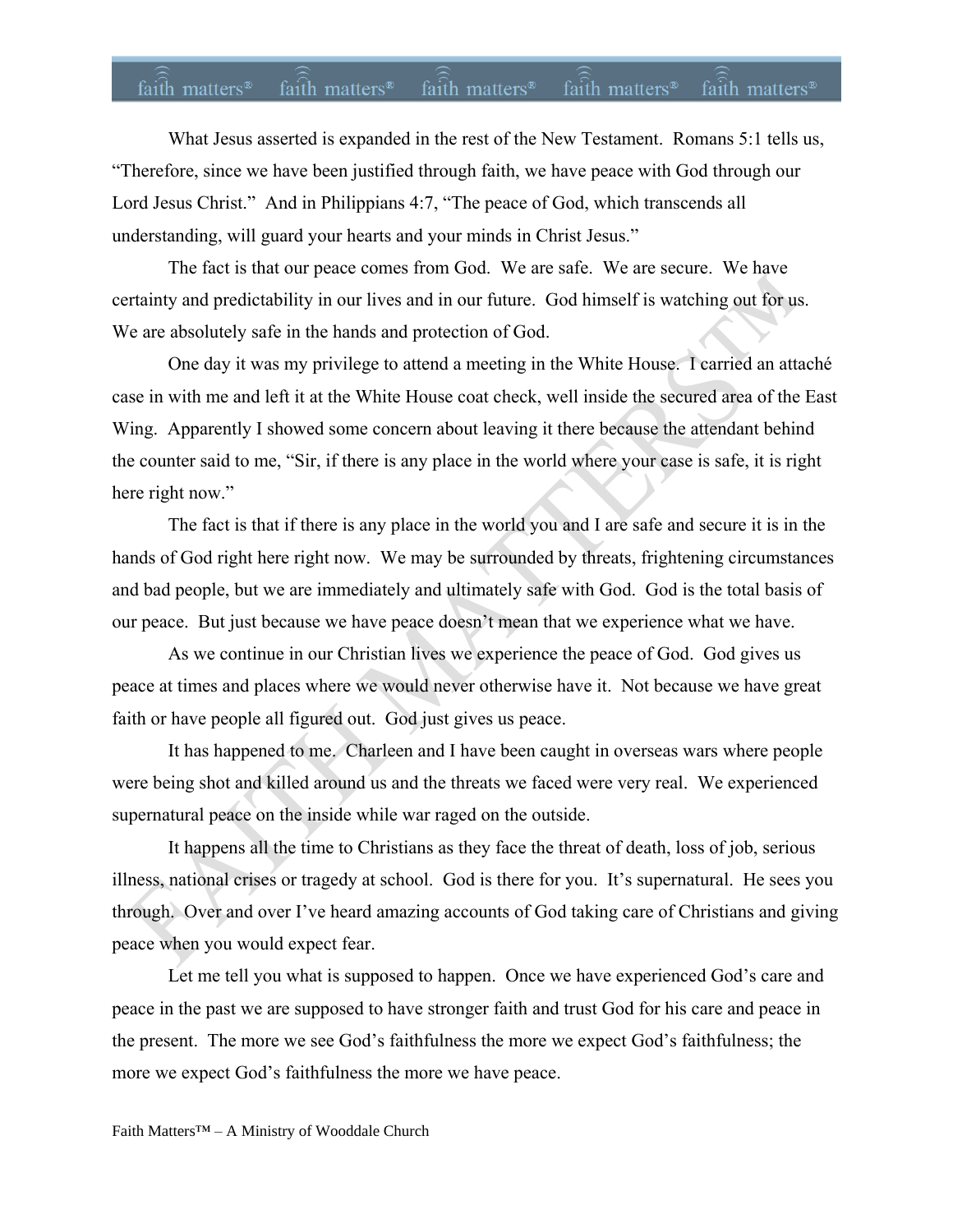What Jesus asserted is expanded in the rest of the New Testament. Romans 5:1 tells us, "Therefore, since we have been justified through faith, we have peace with God through our Lord Jesus Christ." And in Philippians 4:7, "The peace of God, which transcends all understanding, will guard your hearts and your minds in Christ Jesus."

The fact is that our peace comes from God. We are safe. We are secure. We have certainty and predictability in our lives and in our future. God himself is watching out for us. We are absolutely safe in the hands and protection of God.

One day it was my privilege to attend a meeting in the White House. I carried an attaché case in with me and left it at the White House coat check, well inside the secured area of the East Wing. Apparently I showed some concern about leaving it there because the attendant behind the counter said to me, "Sir, if there is any place in the world where your case is safe, it is right here right now."

The fact is that if there is any place in the world you and I are safe and secure it is in the hands of God right here right now. We may be surrounded by threats, frightening circumstances and bad people, but we are immediately and ultimately safe with God. God is the total basis of our peace. But just because we have peace doesn't mean that we experience what we have.

As we continue in our Christian lives we experience the peace of God. God gives us peace at times and places where we would never otherwise have it. Not because we have great faith or have people all figured out. God just gives us peace.

It has happened to me. Charleen and I have been caught in overseas wars where people were being shot and killed around us and the threats we faced were very real. We experienced supernatural peace on the inside while war raged on the outside.

It happens all the time to Christians as they face the threat of death, loss of job, serious illness, national crises or tragedy at school. God is there for you. It's supernatural. He sees you through. Over and over I've heard amazing accounts of God taking care of Christians and giving peace when you would expect fear.

Let me tell you what is supposed to happen. Once we have experienced God's care and peace in the past we are supposed to have stronger faith and trust God for his care and peace in the present. The more we see God's faithfulness the more we expect God's faithfulness; the more we expect God's faithfulness the more we have peace.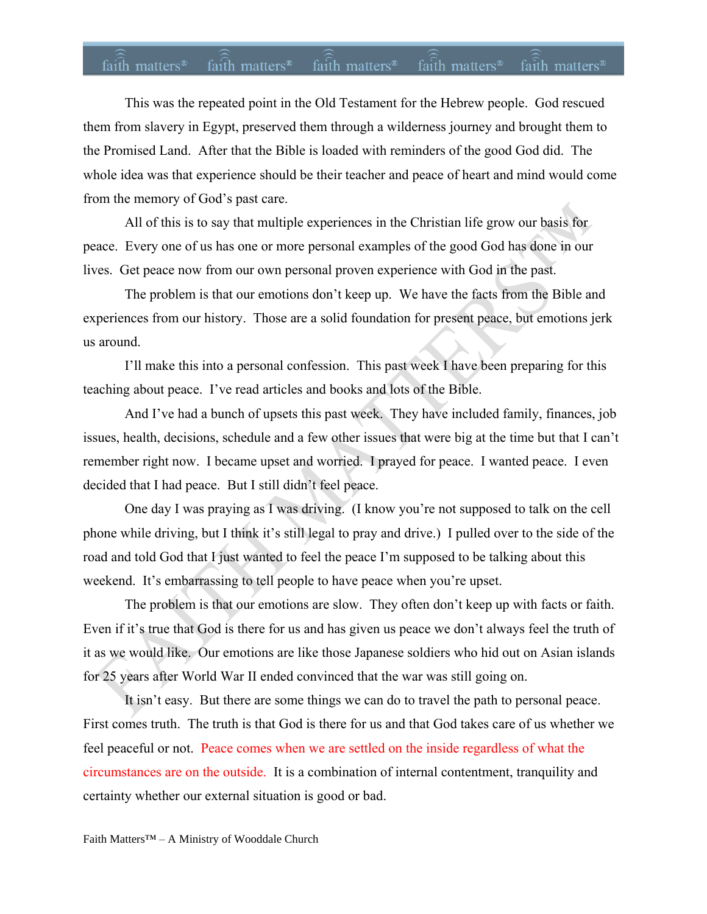This was the repeated point in the Old Testament for the Hebrew people. God rescued them from slavery in Egypt, preserved them through a wilderness journey and brought them to the Promised Land. After that the Bible is loaded with reminders of the good God did. The whole idea was that experience should be their teacher and peace of heart and mind would come from the memory of God's past care.

All of this is to say that multiple experiences in the Christian life grow our basis for peace. Every one of us has one or more personal examples of the good God has done in our lives. Get peace now from our own personal proven experience with God in the past.

The problem is that our emotions don't keep up. We have the facts from the Bible and experiences from our history. Those are a solid foundation for present peace, but emotions jerk us around.

I'll make this into a personal confession. This past week I have been preparing for this teaching about peace. I've read articles and books and lots of the Bible.

And I've had a bunch of upsets this past week. They have included family, finances, job issues, health, decisions, schedule and a few other issues that were big at the time but that I can't remember right now. I became upset and worried. I prayed for peace. I wanted peace. I even decided that I had peace. But I still didn't feel peace.

One day I was praying as I was driving. (I know you're not supposed to talk on the cell phone while driving, but I think it's still legal to pray and drive.) I pulled over to the side of the road and told God that I just wanted to feel the peace I'm supposed to be talking about this weekend. It's embarrassing to tell people to have peace when you're upset.

The problem is that our emotions are slow. They often don't keep up with facts or faith. Even if it's true that God is there for us and has given us peace we don't always feel the truth of it as we would like. Our emotions are like those Japanese soldiers who hid out on Asian islands for 25 years after World War II ended convinced that the war was still going on.

It isn't easy. But there are some things we can do to travel the path to personal peace. First comes truth. The truth is that God is there for us and that God takes care of us whether we feel peaceful or not. Peace comes when we are settled on the inside regardless of what the circumstances are on the outside. It is a combination of internal contentment, tranquility and certainty whether our external situation is good or bad.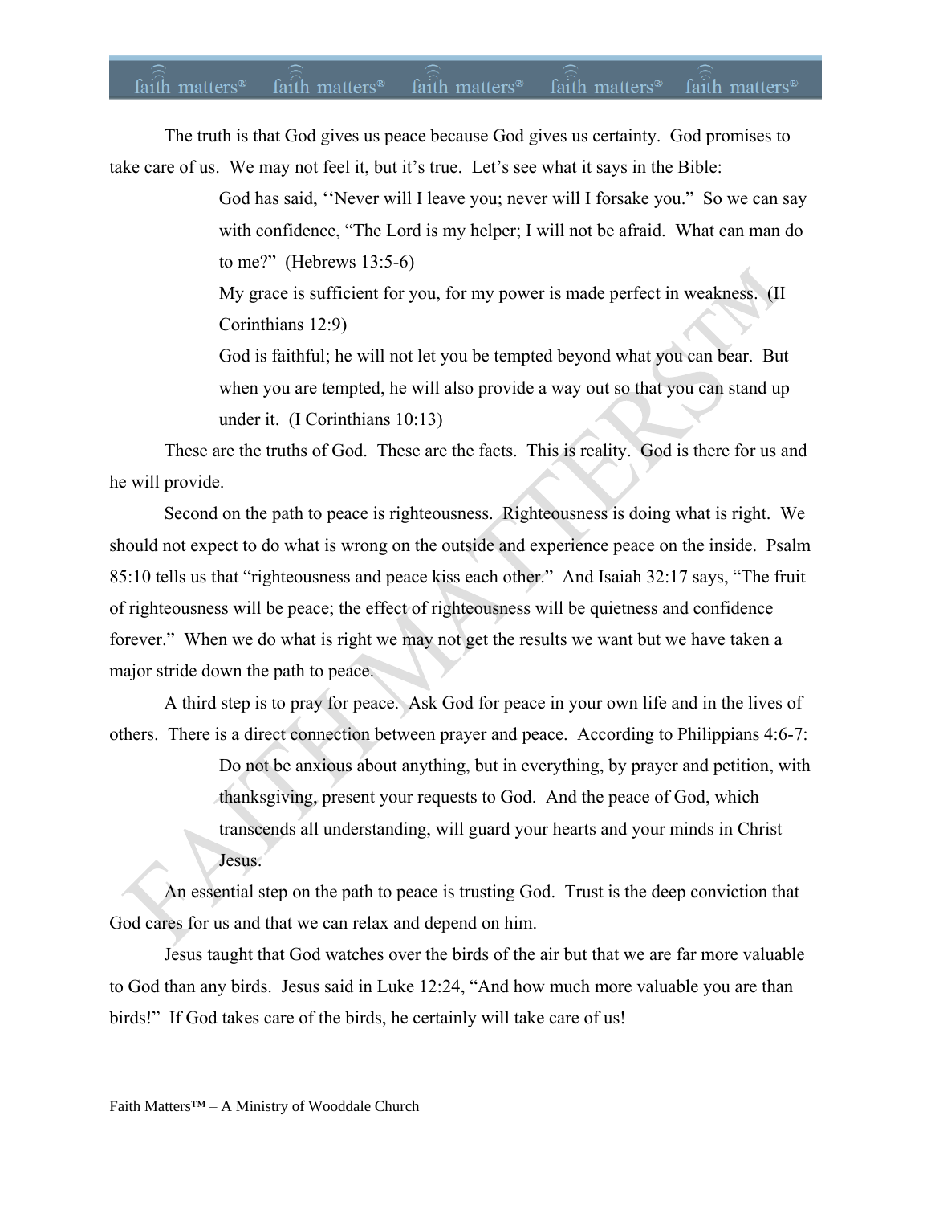The truth is that God gives us peace because God gives us certainty. God promises to take care of us. We may not feel it, but it's true. Let's see what it says in the Bible:

> God has said, ''Never will I leave you; never will I forsake you." So we can say with confidence, "The Lord is my helper; I will not be afraid. What can man do to me?" (Hebrews 13:5-6)
>
> My grace is sufficient for you, for my power is made perfect in weakness. (II Corinthians 12:9)
>
> God is faithful; he will not let you be tempted beyond what you can bear. But when you are tempted, he will also provide a way out so that you can stand up under it. (I Corinthians 10:13)

These are the truths of God. These are the facts. This is reality. God is there for us and he will provide.

Second on the path to peace is righteousness. Righteousness is doing what is right. We should not expect to do what is wrong on the outside and experience peace on the inside. Psalm 85:10 tells us that "righteousness and peace kiss each other." And Isaiah 32:17 says, "The fruit of righteousness will be peace; the effect of righteousness will be quietness and confidence forever." When we do what is right we may not get the results we want but we have taken a major stride down the path to peace.

A third step is to pray for peace. Ask God for peace in your own life and in the lives of others. There is a direct connection between prayer and peace. According to Philippians 4:6-7:

> Do not be anxious about anything, but in everything, by prayer and petition, with thanksgiving, present your requests to God. And the peace of God, which transcends all understanding, will guard your hearts and your minds in Christ Jesus.

An essential step on the path to peace is trusting God. Trust is the deep conviction that God cares for us and that we can relax and depend on him.

Jesus taught that God watches over the birds of the air but that we are far more valuable to God than any birds. Jesus said in Luke 12:24, "And how much more valuable you are than birds!" If God takes care of the birds, he certainly will take care of us!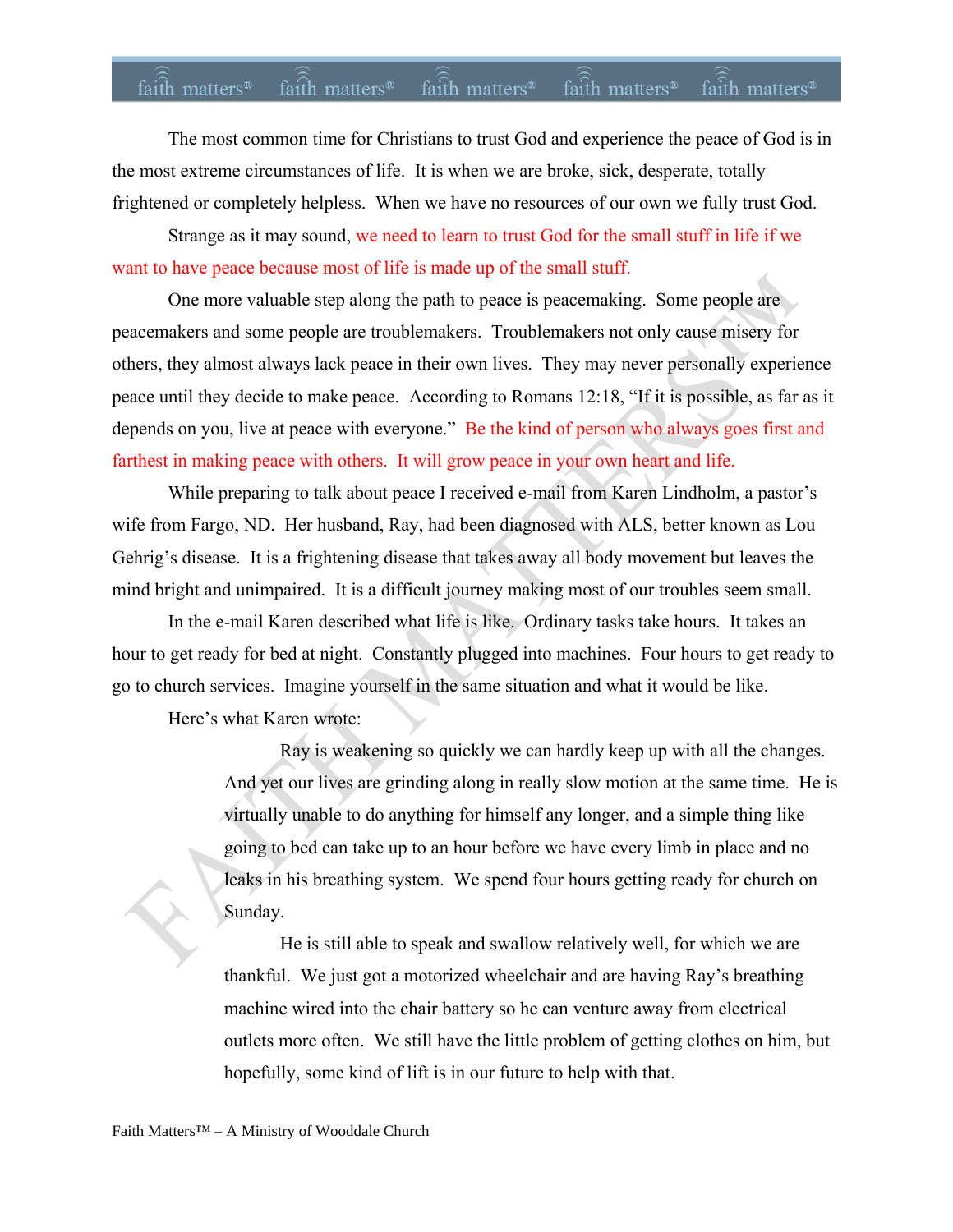The most common time for Christians to trust God and experience the peace of God is in the most extreme circumstances of life. It is when we are broke, sick, desperate, totally frightened or completely helpless. When we have no resources of our own we fully trust God.

Strange as it may sound, we need to learn to trust God for the small stuff in life if we want to have peace because most of life is made up of the small stuff.

One more valuable step along the path to peace is peacemaking. Some people are peacemakers and some people are troublemakers. Troublemakers not only cause misery for others, they almost always lack peace in their own lives. They may never personally experience peace until they decide to make peace. According to Romans 12:18, "If it is possible, as far as it depends on you, live at peace with everyone." Be the kind of person who always goes first and farthest in making peace with others. It will grow peace in your own heart and life.

While preparing to talk about peace I received e-mail from Karen Lindholm, a pastor's wife from Fargo, ND. Her husband, Ray, had been diagnosed with ALS, better known as Lou Gehrig's disease. It is a frightening disease that takes away all body movement but leaves the mind bright and unimpaired. It is a difficult journey making most of our troubles seem small.

In the e-mail Karen described what life is like. Ordinary tasks take hours. It takes an hour to get ready for bed at night. Constantly plugged into machines. Four hours to get ready to go to church services. Imagine yourself in the same situation and what it would be like.

Here's what Karen wrote:

> Ray is weakening so quickly we can hardly keep up with all the changes. And yet our lives are grinding along in really slow motion at the same time. He is virtually unable to do anything for himself any longer, and a simple thing like going to bed can take up to an hour before we have every limb in place and no leaks in his breathing system. We spend four hours getting ready for church on Sunday.
>
> He is still able to speak and swallow relatively well, for which we are thankful. We just got a motorized wheelchair and are having Ray's breathing machine wired into the chair battery so he can venture away from electrical outlets more often. We still have the little problem of getting clothes on him, but hopefully, some kind of lift is in our future to help with that.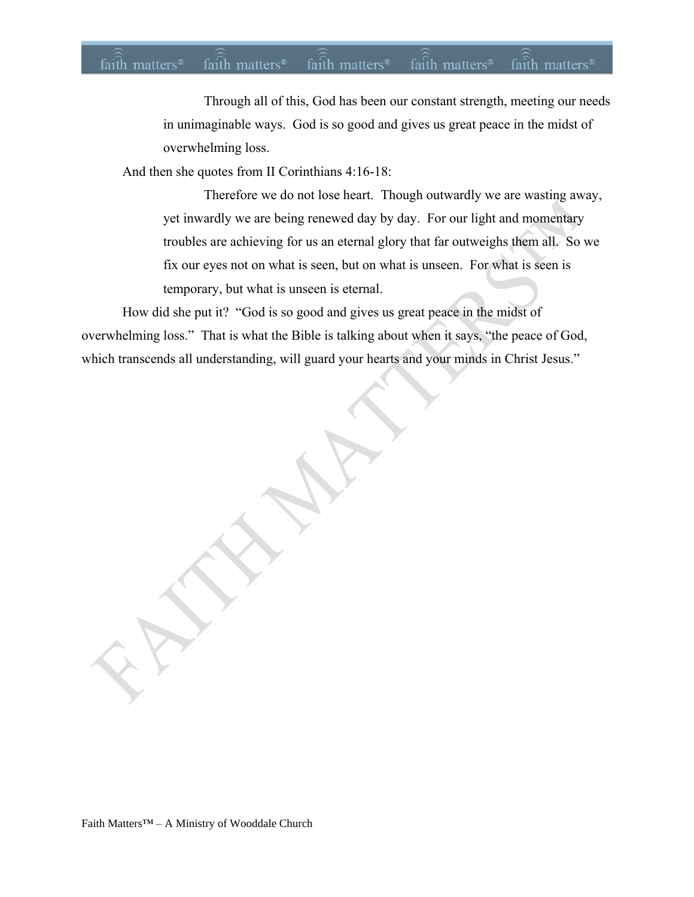> Through all of this, God has been our constant strength, meeting our needs in unimaginable ways. God is so good and gives us great peace in the midst of overwhelming loss.

And then she quotes from II Corinthians 4:16-18:

> Therefore we do not lose heart. Though outwardly we are wasting away, yet inwardly we are being renewed day by day. For our light and momentary troubles are achieving for us an eternal glory that far outweighs them all. So we fix our eyes not on what is seen, but on what is unseen. For what is seen is temporary, but what is unseen is eternal.

How did she put it? "God is so good and gives us great peace in the midst of overwhelming loss." That is what the Bible is talking about when it says, "the peace of God, which transcends all understanding, will guard your hearts and your minds in Christ Jesus."